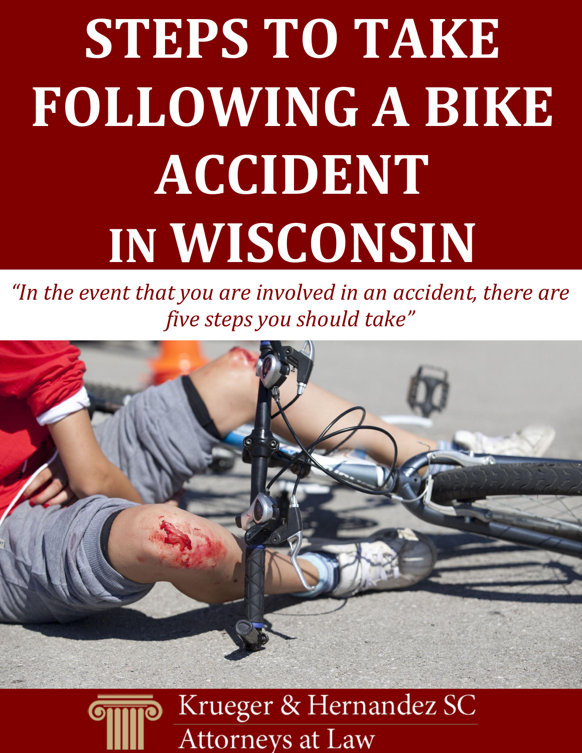# STEPS TO TAKE FOLLOWING A BIKE ACCIDENT IN WISCONSIN

*"In the event that you are involved in an accident, there are five steps you should take"*

Krueger & Hernandez SC
Attorneys at Law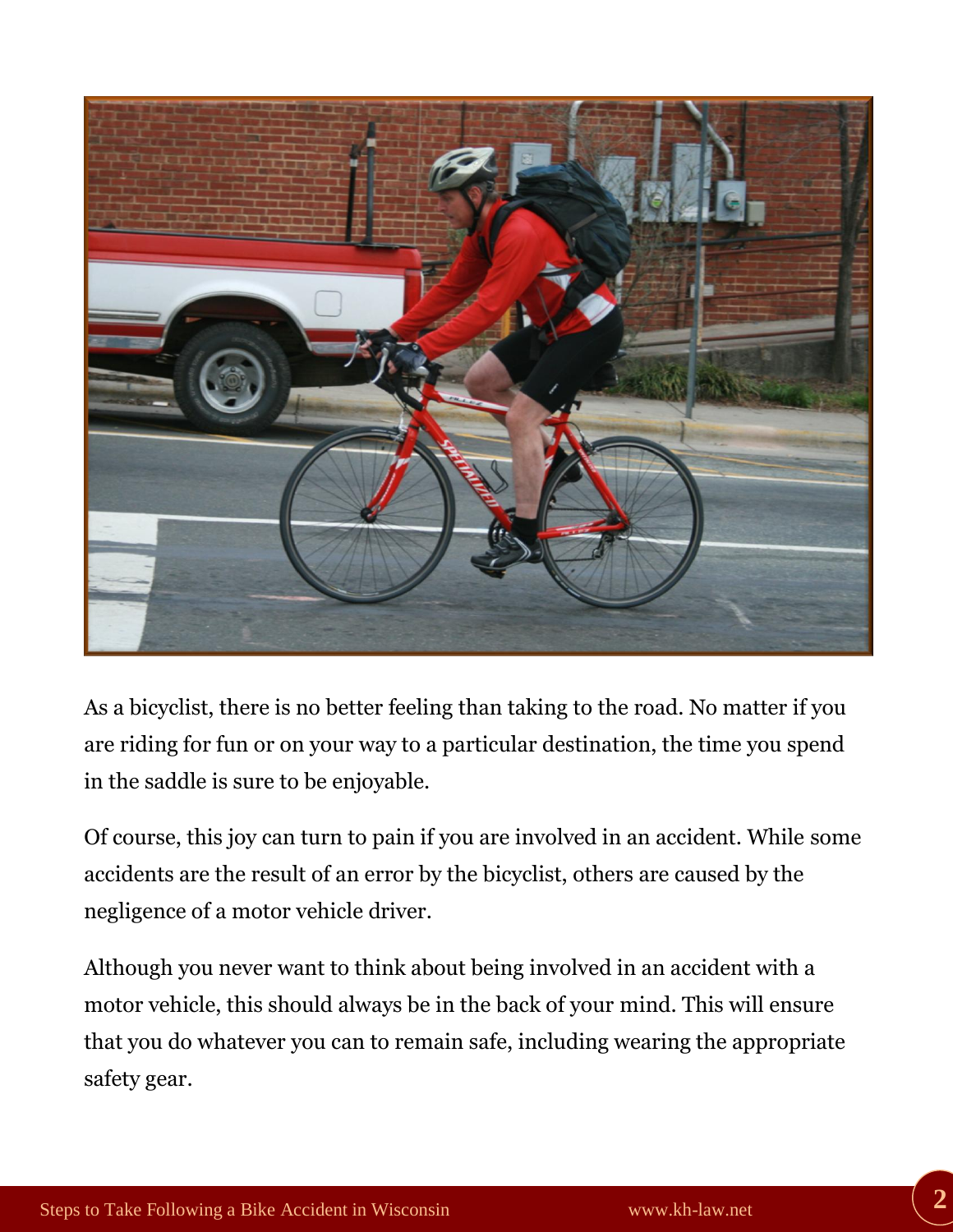As a bicyclist, there is no better feeling than taking to the road. No matter if you are riding for fun or on your way to a particular destination, the time you spend in the saddle is sure to be enjoyable.

Of course, this joy can turn to pain if you are involved in an accident. While some accidents are the result of an error by the bicyclist, others are caused by the negligence of a motor vehicle driver.

Although you never want to think about being involved in an accident with a motor vehicle, this should always be in the back of your mind. This will ensure that you do whatever you can to remain safe, including wearing the appropriate safety gear.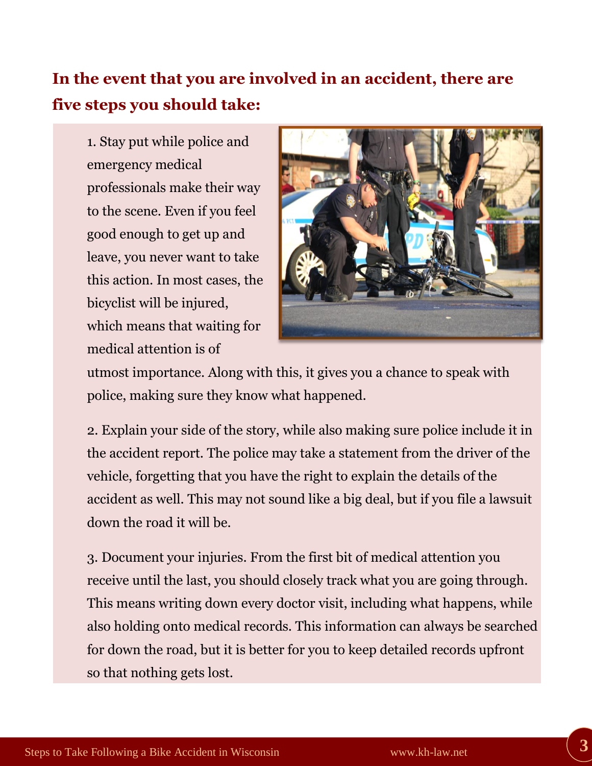## In the event that you are involved in an accident, there are five steps you should take:

1. Stay put while police and emergency medical professionals make their way to the scene. Even if you feel good enough to get up and leave, you never want to take this action. In most cases, the bicyclist will be injured, which means that waiting for medical attention is of utmost importance. Along with this, it gives you a chance to speak with police, making sure they know what happened.

2. Explain your side of the story, while also making sure police include it in the accident report. The police may take a statement from the driver of the vehicle, forgetting that you have the right to explain the details of the accident as well. This may not sound like a big deal, but if you file a lawsuit down the road it will be.

3. Document your injuries. From the first bit of medical attention you receive until the last, you should closely track what you are going through. This means writing down every doctor visit, including what happens, while also holding onto medical records. This information can always be searched for down the road, but it is better for you to keep detailed records upfront so that nothing gets lost.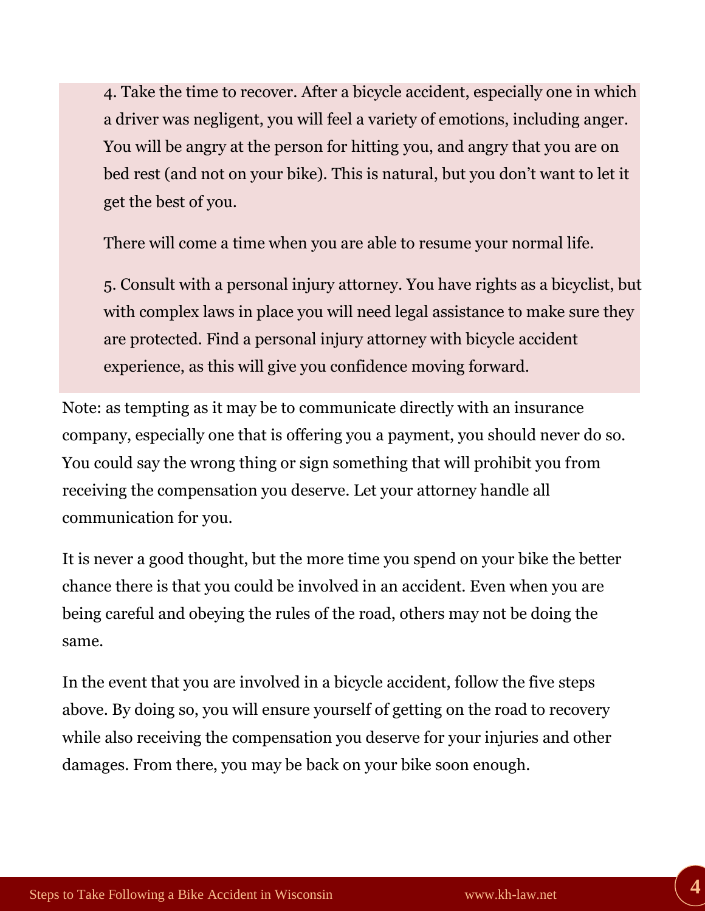4. Take the time to recover. After a bicycle accident, especially one in which a driver was negligent, you will feel a variety of emotions, including anger. You will be angry at the person for hitting you, and angry that you are on bed rest (and not on your bike). This is natural, but you don't want to let it get the best of you.

There will come a time when you are able to resume your normal life.

5. Consult with a personal injury attorney. You have rights as a bicyclist, but with complex laws in place you will need legal assistance to make sure they are protected. Find a personal injury attorney with bicycle accident experience, as this will give you confidence moving forward.

Note: as tempting as it may be to communicate directly with an insurance company, especially one that is offering you a payment, you should never do so. You could say the wrong thing or sign something that will prohibit you from receiving the compensation you deserve. Let your attorney handle all communication for you.

It is never a good thought, but the more time you spend on your bike the better chance there is that you could be involved in an accident. Even when you are being careful and obeying the rules of the road, others may not be doing the same.

In the event that you are involved in a bicycle accident, follow the five steps above. By doing so, you will ensure yourself of getting on the road to recovery while also receiving the compensation you deserve for your injuries and other damages. From there, you may be back on your bike soon enough.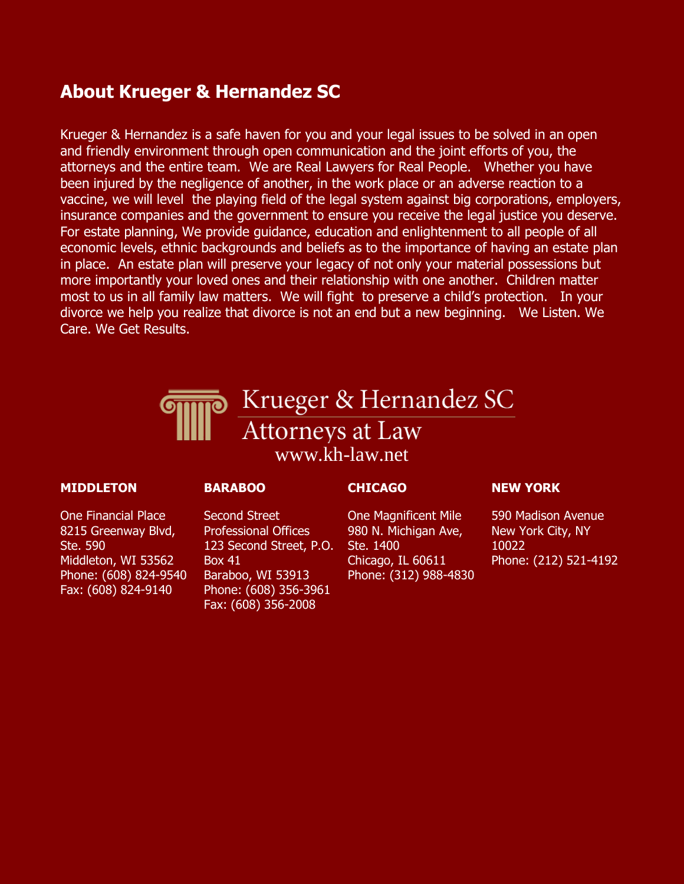## About Krueger & Hernandez SC

Krueger & Hernandez is a safe haven for you and your legal issues to be solved in an open and friendly environment through open communication and the joint efforts of you, the attorneys and the entire team. We are Real Lawyers for Real People. Whether you have been injured by the negligence of another, in the work place or an adverse reaction to a vaccine, we will level the playing field of the legal system against big corporations, employers, insurance companies and the government to ensure you receive the legal justice you deserve. For estate planning, We provide guidance, education and enlightenment to all people of all economic levels, ethnic backgrounds and beliefs as to the importance of having an estate plan in place. An estate plan will preserve your legacy of not only your material possessions but more importantly your loved ones and their relationship with one another. Children matter most to us in all family law matters. We will fight to preserve a child's protection. In your divorce we help you realize that divorce is not an end but a new beginning. We Listen. We Care. We Get Results.

Krueger & Hernandez SC
Attorneys at Law
www.kh-law.net

**MIDDLETON**

One Financial Place
8215 Greenway Blvd, Ste. 590
Middleton, WI 53562
Phone: (608) 824-9540
Fax: (608) 824-9140

**BARABOO**

Second Street Professional Offices
123 Second Street, P.O. Box 41
Baraboo, WI 53913
Phone: (608) 356-3961
Fax: (608) 356-2008

**CHICAGO**

One Magnificent Mile
980 N. Michigan Ave, Ste. 1400
Chicago, IL 60611
Phone: (312) 988-4830

**NEW YORK**

590 Madison Avenue
New York City, NY 10022
Phone: (212) 521-4192